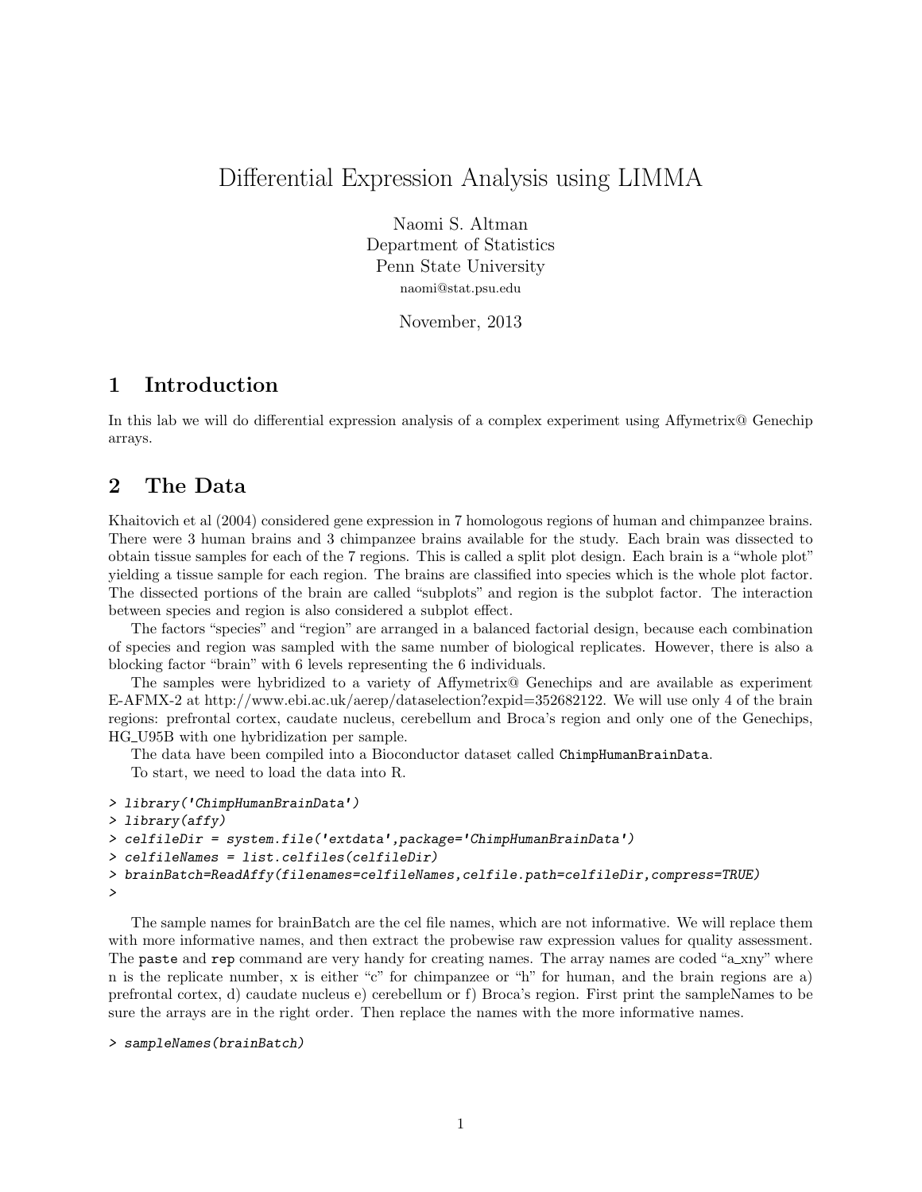# Differential Expression Analysis using LIMMA

Naomi S. Altman
Department of Statistics
Penn State University
naomi@stat.psu.edu

November, 2013

## 1 Introduction

In this lab we will do differential expression analysis of a complex experiment using Affymetrix@ Genechip arrays.

## 2 The Data

Khaitovich et al (2004) considered gene expression in 7 homologous regions of human and chimpanzee brains. There were 3 human brains and 3 chimpanzee brains available for the study. Each brain was dissected to obtain tissue samples for each of the 7 regions. This is called a split plot design. Each brain is a "whole plot" yielding a tissue sample for each region. The brains are classified into species which is the whole plot factor. The dissected portions of the brain are called "subplots" and region is the subplot factor. The interaction between species and region is also considered a subplot effect.

The factors "species" and "region" are arranged in a balanced factorial design, because each combination of species and region was sampled with the same number of biological replicates. However, there is also a blocking factor "brain" with 6 levels representing the 6 individuals.

The samples were hybridized to a variety of Affymetrix@ Genechips and are available as experiment E-AFMX-2 at http://www.ebi.ac.uk/aerep/dataselection?expid=352682122. We will use only 4 of the brain regions: prefrontal cortex, caudate nucleus, cerebellum and Broca's region and only one of the Genechips, HG_U95B with one hybridization per sample.

The data have been compiled into a Bioconductor dataset called ChimpHumanBrainData.

To start, we need to load the data into R.

```
> library('ChimpHumanBrainData')
> library(affy)
> celfileDir = system.file('extdata',package='ChimpHumanBrainData')
> celfileNames = list.celfiles(celfileDir)
> brainBatch=ReadAffy(filenames=celfileNames,celfile.path=celfileDir,compress=TRUE)
>
```

The sample names for brainBatch are the cel file names, which are not informative. We will replace them with more informative names, and then extract the probewise raw expression values for quality assessment. The paste and rep command are very handy for creating names. The array names are coded "a_xny" where n is the replicate number, x is either "c" for chimpanzee or "h" for human, and the brain regions are a) prefrontal cortex, d) caudate nucleus e) cerebellum or f) Broca's region. First print the sampleNames to be sure the arrays are in the right order. Then replace the names with the more informative names.

```
> sampleNames(brainBatch)
```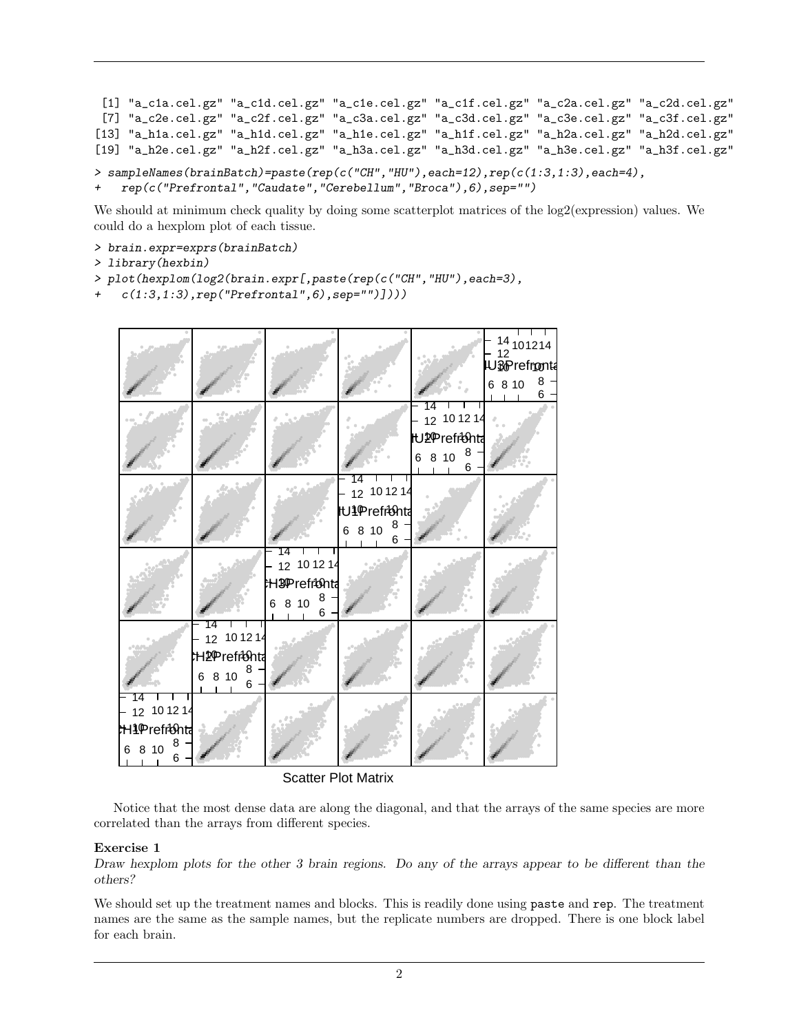```
 [1] "a_c1a.cel.gz" "a_c1d.cel.gz" "a_c1e.cel.gz" "a_c1f.cel.gz" "a_c2a.cel.gz" "a_c2d.cel.gz"
 [7] "a_c2e.cel.gz" "a_c2f.cel.gz" "a_c3a.cel.gz" "a_c3d.cel.gz" "a_c3e.cel.gz" "a_c3f.cel.gz"
[13] "a_h1a.cel.gz" "a_h1d.cel.gz" "a_h1e.cel.gz" "a_h1f.cel.gz" "a_h2a.cel.gz" "a_h2d.cel.gz"
[19] "a_h2e.cel.gz" "a_h2f.cel.gz" "a_h3a.cel.gz" "a_h3d.cel.gz" "a_h3e.cel.gz" "a_h3f.cel.gz"
```

```
> sampleNames(brainBatch)=paste(rep(c("CH","HU"),each=12),rep(c(1:3,1:3),each=4),
+   rep(c("Prefrontal","Caudate","Cerebellum","Broca"),6),sep="")
```

We should at minimum check quality by doing some scatterplot matrices of the log2(expression) values. We could do a hexplom plot of each tissue.

```
> brain.expr=exprs(brainBatch)
> library(hexbin)
> plot(hexplom(log2(brain.expr[,paste(rep(c("CH","HU"),each=3),
+   c(1:3,1:3),rep("Prefrontal",6),sep="")])))
```

Scatter Plot Matrix

Notice that the most dense data are along the diagonal, and that the arrays of the same species are more correlated than the arrays from different species.

**Exercise 1**

*Draw hexplom plots for the other 3 brain regions. Do any of the arrays appear to be different than the others?*

We should set up the treatment names and blocks. This is readily done using `paste` and `rep`. The treatment names are the same as the sample names, but the replicate numbers are dropped. There is one block label for each brain.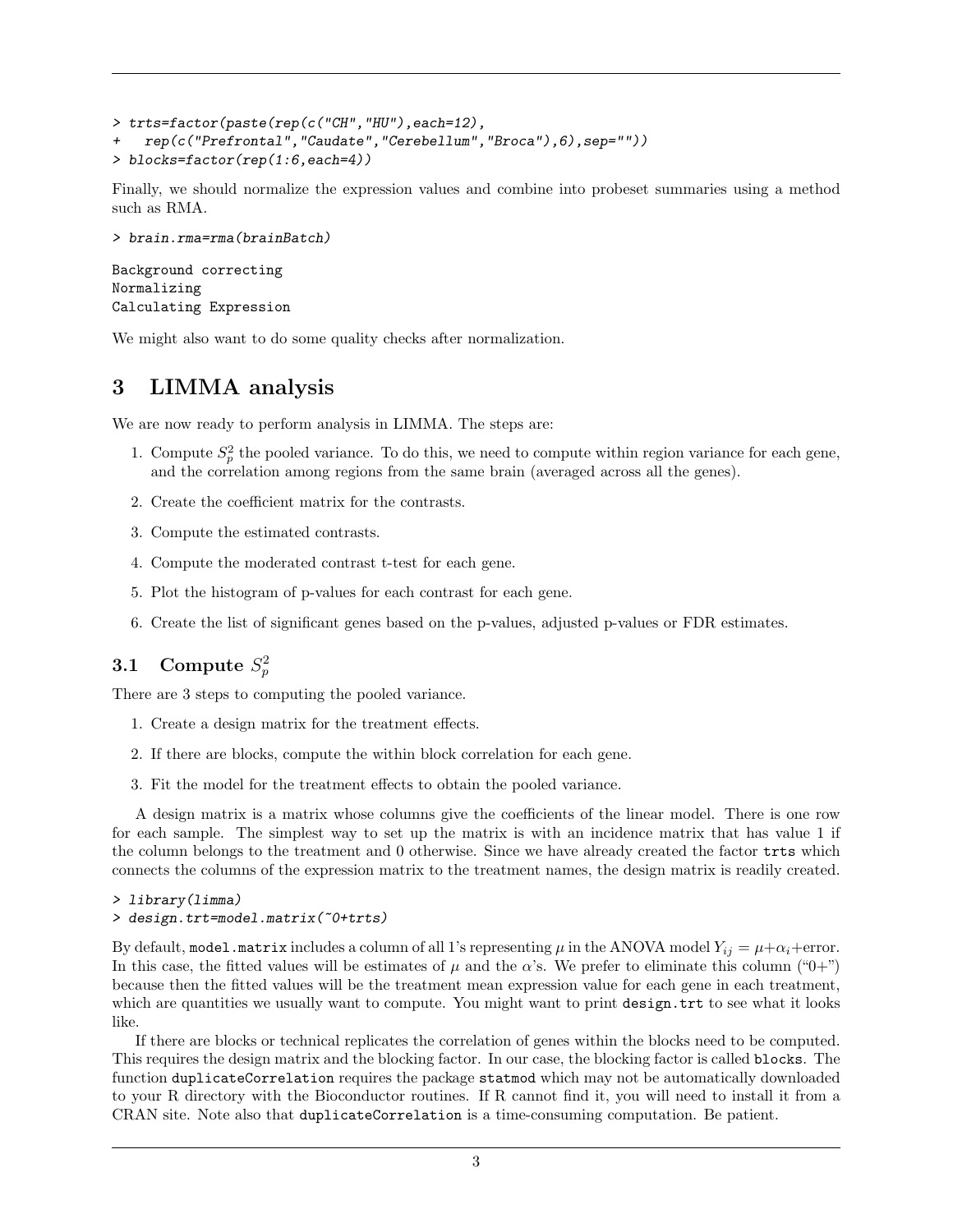```
> trts=factor(paste(rep(c("CH","HU"),each=12),
+   rep(c("Prefrontal","Caudate","Cerebellum","Broca"),6),sep=""))
> blocks=factor(rep(1:6,each=4))
```

Finally, we should normalize the expression values and combine into probeset summaries using a method such as RMA.

```
> brain.rma=rma(brainBatch)

Background correcting
Normalizing
Calculating Expression
```

We might also want to do some quality checks after normalization.

# 3 LIMMA analysis

We are now ready to perform analysis in LIMMA. The steps are:

1. Compute $S_p^2$ the pooled variance. To do this, we need to compute within region variance for each gene, and the correlation among regions from the same brain (averaged across all the genes).
2. Create the coefficient matrix for the contrasts.
3. Compute the estimated contrasts.
4. Compute the moderated contrast t-test for each gene.
5. Plot the histogram of p-values for each contrast for each gene.
6. Create the list of significant genes based on the p-values, adjusted p-values or FDR estimates.

## 3.1 Compute $S_p^2$

There are 3 steps to computing the pooled variance.

1. Create a design matrix for the treatment effects.
2. If there are blocks, compute the within block correlation for each gene.
3. Fit the model for the treatment effects to obtain the pooled variance.

A design matrix is a matrix whose columns give the coefficients of the linear model. There is one row for each sample. The simplest way to set up the matrix is with an incidence matrix that has value 1 if the column belongs to the treatment and 0 otherwise. Since we have already created the factor `trts` which connects the columns of the expression matrix to the treatment names, the design matrix is readily created.

```
> library(limma)
> design.trt=model.matrix(~0+trts)
```

By default, `model.matrix` includes a column of all 1's representing $\mu$ in the ANOVA model $Y_{ij} = \mu + \alpha_i +$error. In this case, the fitted values will be estimates of $\mu$ and the $\alpha$'s. We prefer to eliminate this column ("0+") because then the fitted values will be the treatment mean expression value for each gene in each treatment, which are quantities we usually want to compute. You might want to print `design.trt` to see what it looks like.

If there are blocks or technical replicates the correlation of genes within the blocks need to be computed. This requires the design matrix and the blocking factor. In our case, the blocking factor is called `blocks`. The function `duplicateCorrelation` requires the package `statmod` which may not be automatically downloaded to your R directory with the Bioconductor routines. If R cannot find it, you will need to install it from a CRAN site. Note also that `duplicateCorrelation` is a time-consuming computation. Be patient.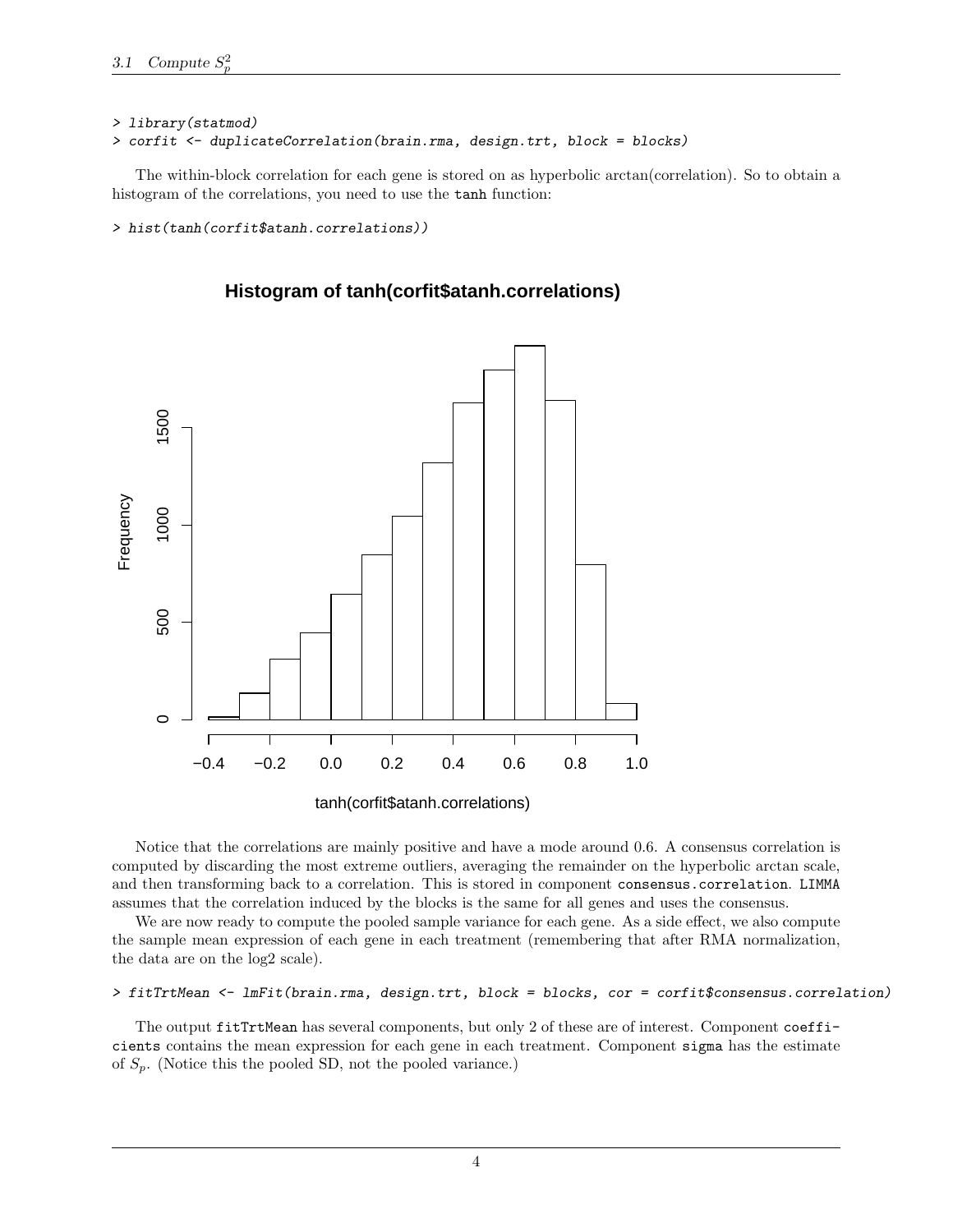```
> library(statmod)
> corfit <- duplicateCorrelation(brain.rma, design.trt, block = blocks)
```

The within-block correlation for each gene is stored on as hyperbolic arctan(correlation). So to obtain a histogram of the correlations, you need to use the tanh function:

```
> hist(tanh(corfit$atanh.correlations))
```

Notice that the correlations are mainly positive and have a mode around 0.6. A consensus correlation is computed by discarding the most extreme outliers, averaging the remainder on the hyperbolic arctan scale, and then transforming back to a correlation. This is stored in component consensus.correlation. LIMMA assumes that the correlation induced by the blocks is the same for all genes and uses the consensus.

We are now ready to compute the pooled sample variance for each gene. As a side effect, we also compute the sample mean expression of each gene in each treatment (remembering that after RMA normalization, the data are on the log2 scale).

```
> fitTrtMean <- lmFit(brain.rma, design.trt, block = blocks, cor = corfit$consensus.correlation)
```

The output fitTrtMean has several components, but only 2 of these are of interest. Component coefficients contains the mean expression for each gene in each treatment. Component sigma has the estimate of $S_p$. (Notice this the pooled SD, not the pooled variance.)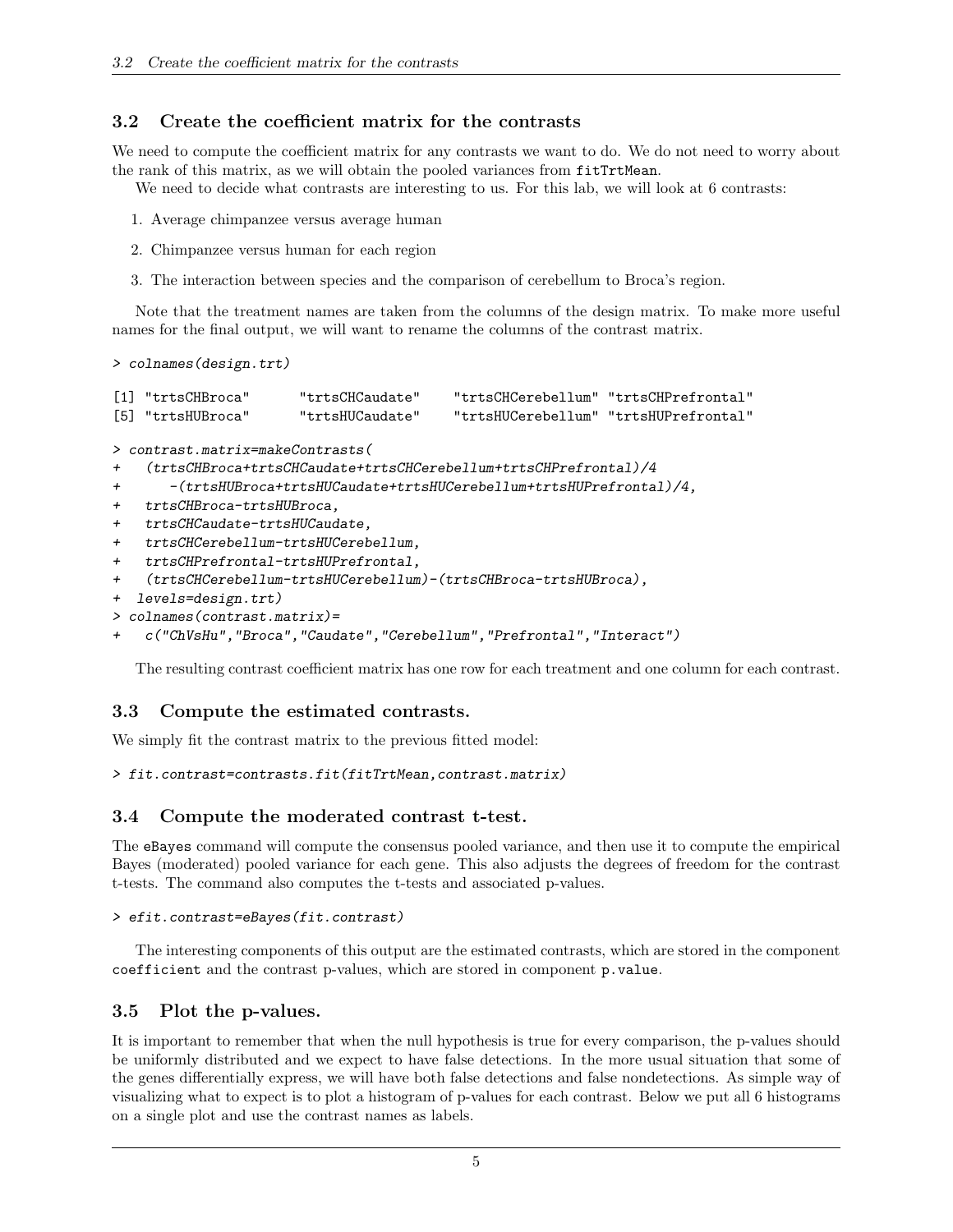## 3.2 Create the coefficient matrix for the contrasts

We need to compute the coefficient matrix for any contrasts we want to do. We do not need to worry about the rank of this matrix, as we will obtain the pooled variances from `fitTrtMean`.

We need to decide what contrasts are interesting to us. For this lab, we will look at 6 contrasts:

1. Average chimpanzee versus average human
2. Chimpanzee versus human for each region
3. The interaction between species and the comparison of cerebellum to Broca's region.

Note that the treatment names are taken from the columns of the design matrix. To make more useful names for the final output, we will want to rename the columns of the contrast matrix.

```
> colnames(design.trt)

[1] "trtsCHBroca"      "trtsCHCaudate"    "trtsCHCerebellum" "trtsCHPrefrontal"
[5] "trtsHUBroca"      "trtsHUCaudate"    "trtsHUCerebellum" "trtsHUPrefrontal"

> contrast.matrix=makeContrasts(
+   (trtsCHBroca+trtsCHCaudate+trtsCHCerebellum+trtsCHPrefrontal)/4
+      -(trtsHUBroca+trtsHUCaudate+trtsHUCerebellum+trtsHUPrefrontal)/4,
+   trtsCHBroca-trtsHUBroca,
+   trtsCHCaudate-trtsHUCaudate,
+   trtsCHCerebellum-trtsHUCerebellum,
+   trtsCHPrefrontal-trtsHUPrefrontal,
+   (trtsCHCerebellum-trtsHUCerebellum)-(trtsCHBroca-trtsHUBroca),
+  levels=design.trt)
> colnames(contrast.matrix)=
+   c("ChVsHu","Broca","Caudate","Cerebellum","Prefrontal","Interact")
```

The resulting contrast coefficient matrix has one row for each treatment and one column for each contrast.

## 3.3 Compute the estimated contrasts.

We simply fit the contrast matrix to the previous fitted model:

```
> fit.contrast=contrasts.fit(fitTrtMean,contrast.matrix)
```

## 3.4 Compute the moderated contrast t-test.

The `eBayes` command will compute the consensus pooled variance, and then use it to compute the empirical Bayes (moderated) pooled variance for each gene. This also adjusts the degrees of freedom for the contrast t-tests. The command also computes the t-tests and associated p-values.

```
> efit.contrast=eBayes(fit.contrast)
```

The interesting components of this output are the estimated contrasts, which are stored in the component `coefficient` and the contrast p-values, which are stored in component `p.value`.

## 3.5 Plot the p-values.

It is important to remember that when the null hypothesis is true for every comparison, the p-values should be uniformly distributed and we expect to have false detections. In the more usual situation that some of the genes differentially express, we will have both false detections and false nondetections. As simple way of visualizing what to expect is to plot a histogram of p-values for each contrast. Below we put all 6 histograms on a single plot and use the contrast names as labels.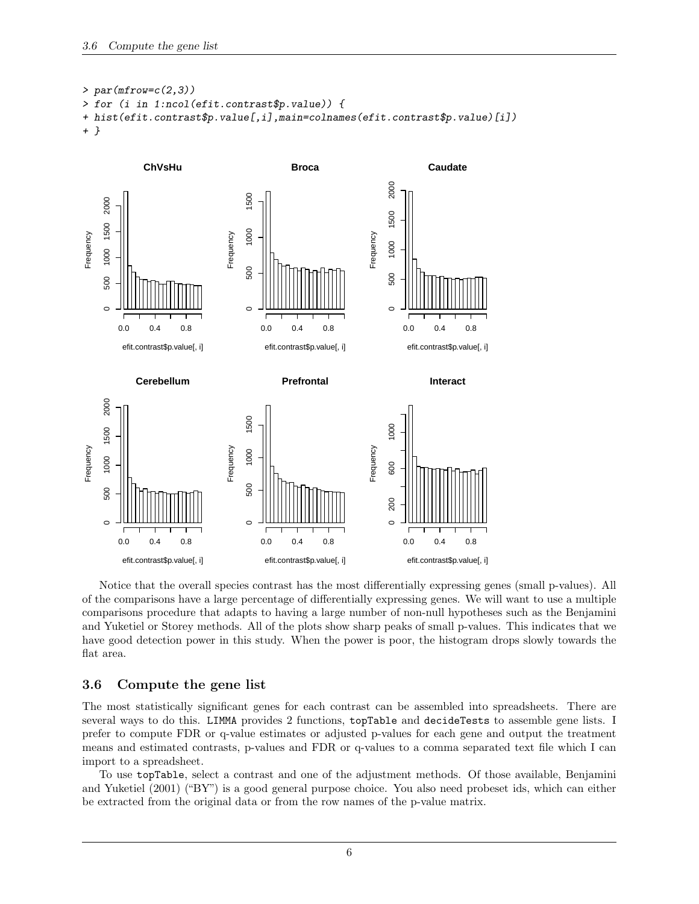```
> par(mfrow=c(2,3))
> for (i in 1:ncol(efit.contrast$p.value)) {
+ hist(efit.contrast$p.value[,i],main=colnames(efit.contrast$p.value)[i])
+ }
```

Notice that the overall species contrast has the most differentially expressing genes (small p-values). All of the comparisons have a large percentage of differentially expressing genes. We will want to use a multiple comparisons procedure that adapts to having a large number of non-null hypotheses such as the Benjamini and Yuketiel or Storey methods. All of the plots show sharp peaks of small p-values. This indicates that we have good detection power in this study. When the power is poor, the histogram drops slowly towards the flat area.

### 3.6 Compute the gene list

The most statistically significant genes for each contrast can be assembled into spreadsheets. There are several ways to do this. `LIMMA` provides 2 functions, `topTable` and `decideTests` to assemble gene lists. I prefer to compute FDR or q-value estimates or adjusted p-values for each gene and output the treatment means and estimated contrasts, p-values and FDR or q-values to a comma separated text file which I can import to a spreadsheet.

To use `topTable`, select a contrast and one of the adjustment methods. Of those available, Benjamini and Yuketiel (2001) ("BY") is a good general purpose choice. You also need probeset ids, which can either be extracted from the original data or from the row names of the p-value matrix.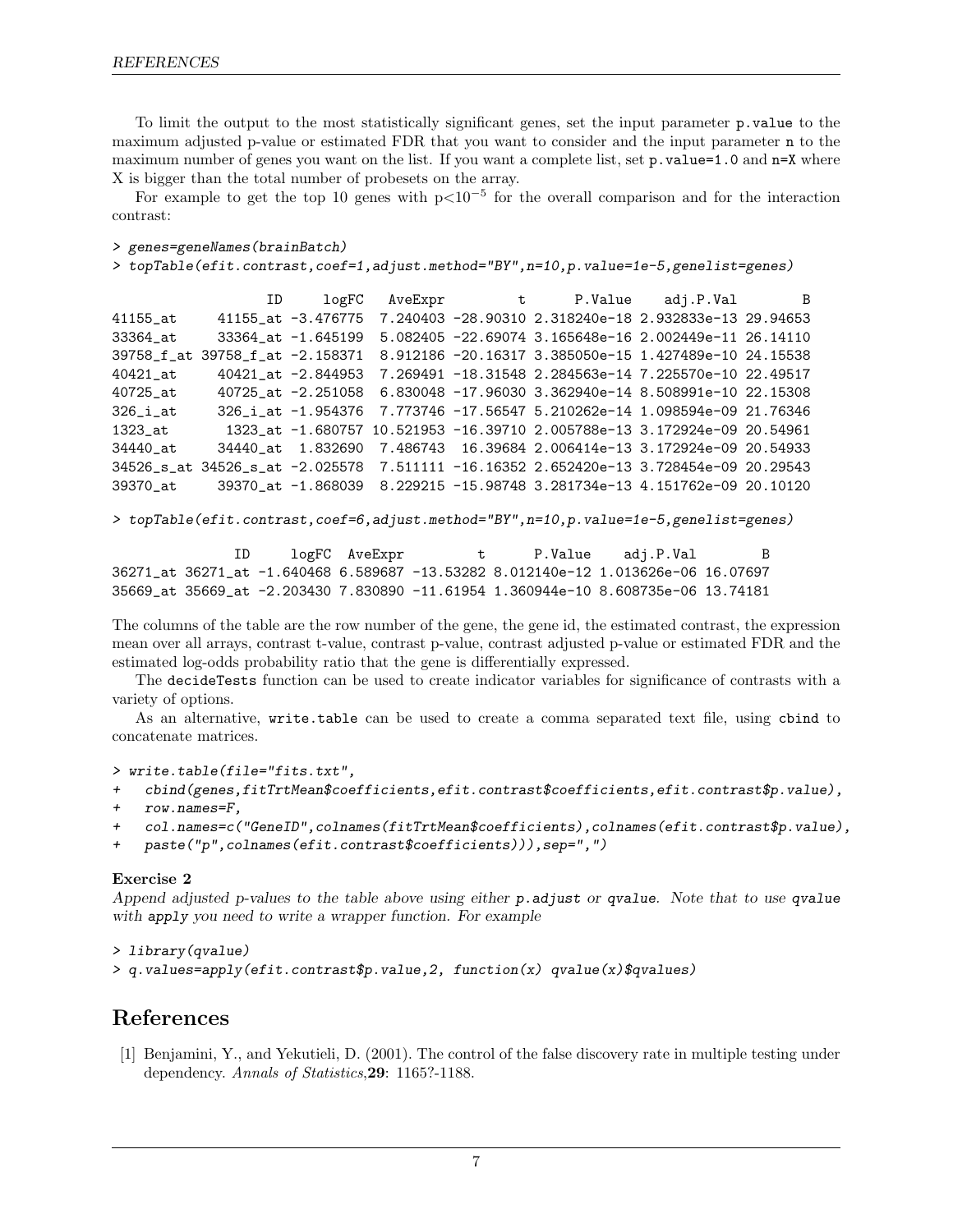To limit the output to the most statistically significant genes, set the input parameter `p.value` to the maximum adjusted p-value or estimated FDR that you want to consider and the input parameter `n` to the maximum number of genes you want on the list. If you want a complete list, set `p.value=1.0` and `n=X` where X is bigger than the total number of probesets on the array.

For example to get the top 10 genes with $p < 10^{-5}$ for the overall comparison and for the interaction contrast:

```
> genes=geneNames(brainBatch)
> topTable(efit.contrast,coef=1,adjust.method="BY",n=10,p.value=1e-5,genelist=genes)

                  ID     logFC   AveExpr         t      P.Value    adj.P.Val        B
41155_at     41155_at -3.476775  7.240403 -28.90310 2.318240e-18 2.932833e-13 29.94653
33364_at     33364_at -1.645199  5.082405 -22.69074 3.165648e-16 2.002449e-11 26.14110
39758_f_at 39758_f_at -2.158371  8.912186 -20.16317 3.385050e-15 1.427489e-10 24.15538
40421_at     40421_at -2.844953  7.269491 -18.31548 2.284563e-14 7.225570e-10 22.49517
40725_at     40725_at -2.251058  6.830048 -17.96030 3.362940e-14 8.508991e-10 22.15308
326_i_at     326_i_at -1.954376  7.773746 -17.56547 5.210262e-14 1.098594e-09 21.76346
1323_at       1323_at -1.680757 10.521953 -16.39710 2.005788e-13 3.172924e-09 20.54961
34440_at     34440_at  1.832690  7.486743  16.39684 2.006414e-13 3.172924e-09 20.54933
34526_s_at 34526_s_at -2.025578  7.511111 -16.16352 2.652420e-13 3.728454e-09 20.29543
39370_at     39370_at -1.868039  8.229215 -15.98748 3.281734e-13 4.151762e-09 20.10120

> topTable(efit.contrast,coef=6,adjust.method="BY",n=10,p.value=1e-5,genelist=genes)

              ID     logFC  AveExpr         t      P.Value    adj.P.Val        B
36271_at 36271_at -1.640468 6.589687 -13.53282 8.012140e-12 1.013626e-06 16.07697
35669_at 35669_at -2.203430 7.830890 -11.61954 1.360944e-10 8.608735e-06 13.74181
```

The columns of the table are the row number of the gene, the gene id, the estimated contrast, the expression mean over all arrays, contrast t-value, contrast p-value, contrast adjusted p-value or estimated FDR and the estimated log-odds probability ratio that the gene is differentially expressed.

The `decideTests` function can be used to create indicator variables for significance of contrasts with a variety of options.

As an alternative, `write.table` can be used to create a comma separated text file, using `cbind` to concatenate matrices.

```
> write.table(file="fits.txt",
+   cbind(genes,fitTrtMean$coefficients,efit.contrast$coefficients,efit.contrast$p.value),
+   row.names=F,
+   col.names=c("GeneID",colnames(fitTrtMean$coefficients),colnames(efit.contrast$p.value),
+   paste("p",colnames(efit.contrast$coefficients))),sep=",")
```

**Exercise 2**
*Append adjusted p-values to the table above using either `p.adjust` or `qvalue`. Note that to use `qvalue` with `apply` you need to write a wrapper function. For example*

```
> library(qvalue)
> q.values=apply(efit.contrast$p.value,2, function(x) qvalue(x)$qvalues)
```

# References

[1] Benjamini, Y., and Yekutieli, D. (2001). The control of the false discovery rate in multiple testing under dependency. *Annals of Statistics*,**29**: 1165?-1188.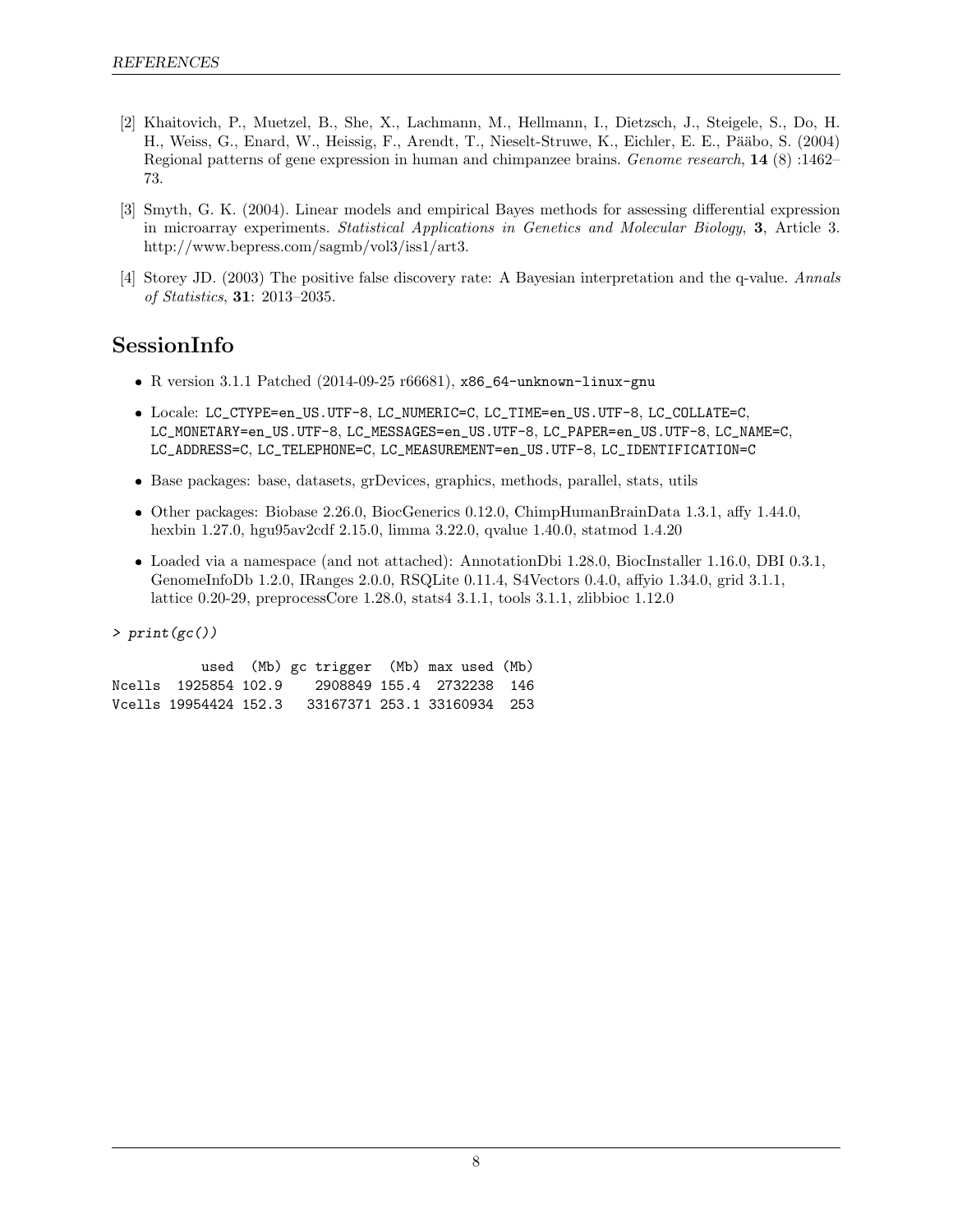[2] Khaitovich, P., Muetzel, B., She, X., Lachmann, M., Hellmann, I., Dietzsch, J., Steigele, S., Do, H. H., Weiss, G., Enard, W., Heissig, F., Arendt, T., Nieselt-Struwe, K., Eichler, E. E., Pääbo, S. (2004) Regional patterns of gene expression in human and chimpanzee brains. *Genome research*, **14** (8) :1462–73.

[3] Smyth, G. K. (2004). Linear models and empirical Bayes methods for assessing differential expression in microarray experiments. *Statistical Applications in Genetics and Molecular Biology*, **3**, Article 3. http://www.bepress.com/sagmb/vol3/iss1/art3.

[4] Storey JD. (2003) The positive false discovery rate: A Bayesian interpretation and the q-value. *Annals of Statistics*, **31**: 2013–2035.

## SessionInfo

- R version 3.1.1 Patched (2014-09-25 r66681), `x86_64-unknown-linux-gnu`
- Locale: `LC_CTYPE=en_US.UTF-8`, `LC_NUMERIC=C`, `LC_TIME=en_US.UTF-8`, `LC_COLLATE=C`, `LC_MONETARY=en_US.UTF-8`, `LC_MESSAGES=en_US.UTF-8`, `LC_PAPER=en_US.UTF-8`, `LC_NAME=C`, `LC_ADDRESS=C`, `LC_TELEPHONE=C`, `LC_MEASUREMENT=en_US.UTF-8`, `LC_IDENTIFICATION=C`
- Base packages: base, datasets, grDevices, graphics, methods, parallel, stats, utils
- Other packages: Biobase 2.26.0, BiocGenerics 0.12.0, ChimpHumanBrainData 1.3.1, affy 1.44.0, hexbin 1.27.0, hgu95av2cdf 2.15.0, limma 3.22.0, qvalue 1.40.0, statmod 1.4.20
- Loaded via a namespace (and not attached): AnnotationDbi 1.28.0, BiocInstaller 1.16.0, DBI 0.3.1, GenomeInfoDb 1.2.0, IRanges 2.0.0, RSQLite 0.11.4, S4Vectors 0.4.0, affyio 1.34.0, grid 3.1.1, lattice 0.20-29, preprocessCore 1.28.0, stats4 3.1.1, tools 3.1.1, zlibbioc 1.12.0

```
> print(gc())
```

```
           used  (Mb) gc trigger  (Mb) max used (Mb)
Ncells  1925854 102.9    2908849 155.4  2732238  146
Vcells 19954424 152.3   33167371 253.1 33160934  253
```